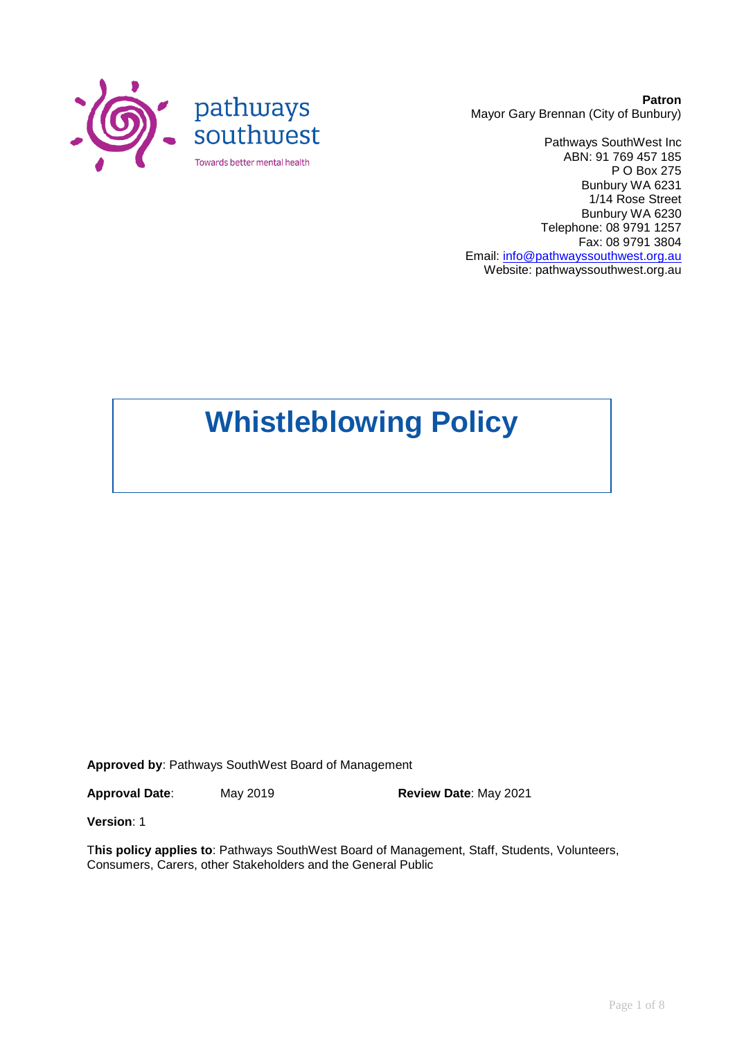pathways southwest

Towards better mental health

**Patron**
Mayor Gary Brennan (City of Bunbury)

Pathways SouthWest Inc
ABN: 91 769 457 185
P O Box 275
Bunbury WA 6231
1/14 Rose Street
Bunbury WA 6230
Telephone: 08 9791 1257
Fax: 08 9791 3804
Email: info@pathwayssouthwest.org.au
Website: pathwayssouthwest.org.au

# Whistleblowing Policy

**Approved by**: Pathways SouthWest Board of Management

**Approval Date**: May 2019 **Review Date**: May 2021

**Version**: 1

**This policy applies to**: Pathways SouthWest Board of Management, Staff, Students, Volunteers, Consumers, Carers, other Stakeholders and the General Public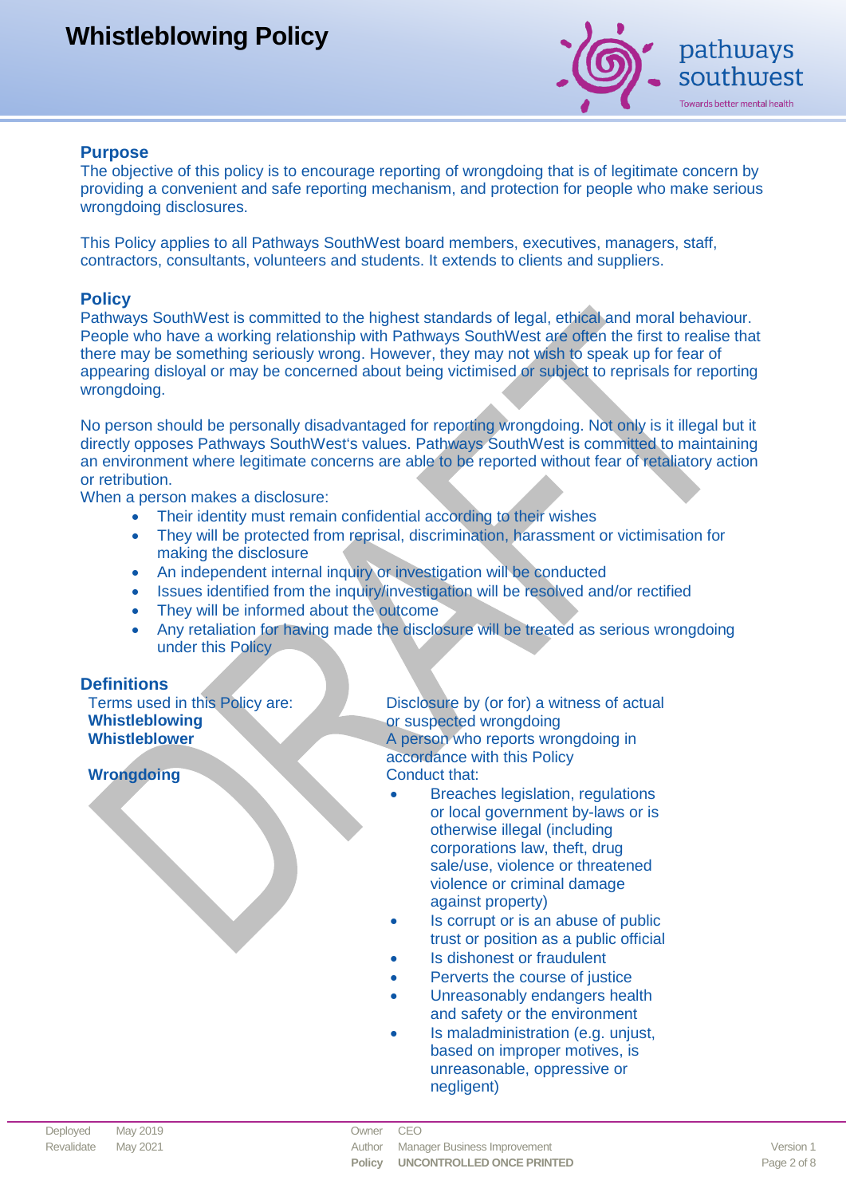## Purpose

The objective of this policy is to encourage reporting of wrongdoing that is of legitimate concern by providing a convenient and safe reporting mechanism, and protection for people who make serious wrongdoing disclosures.

This Policy applies to all Pathways SouthWest board members, executives, managers, staff, contractors, consultants, volunteers and students. It extends to clients and suppliers.

## Policy

Pathways SouthWest is committed to the highest standards of legal, ethical and moral behaviour. People who have a working relationship with Pathways SouthWest are often the first to realise that there may be something seriously wrong. However, they may not wish to speak up for fear of appearing disloyal or may be concerned about being victimised or subject to reprisals for reporting wrongdoing.

No person should be personally disadvantaged for reporting wrongdoing. Not only is it illegal but it directly opposes Pathways SouthWest's values. Pathways SouthWest is committed to maintaining an environment where legitimate concerns are able to be reported without fear of retaliatory action or retribution.

When a person makes a disclosure:

- Their identity must remain confidential according to their wishes
- They will be protected from reprisal, discrimination, harassment or victimisation for making the disclosure
- An independent internal inquiry or investigation will be conducted
- Issues identified from the inquiry/investigation will be resolved and/or rectified
- They will be informed about the outcome
- Any retaliation for having made the disclosure will be treated as serious wrongdoing under this Policy

## Definitions

Terms used in this Policy are:

| Term | Definition |
| --- | --- |
| **Whistleblowing** | Disclosure by (or for) a witness of actual or suspected wrongdoing |
| **Whistleblower** | A person who reports wrongdoing in accordance with this Policy |
| **Wrongdoing** | Conduct that:<br>• Breaches legislation, regulations or local government by-laws or is otherwise illegal (including corporations law, theft, drug sale/use, violence or threatened violence or criminal damage against property)<br>• Is corrupt or is an abuse of public trust or position as a public official<br>• Is dishonest or fraudulent<br>• Perverts the course of justice<br>• Unreasonably endangers health and safety or the environment<br>• Is maladministration (e.g. unjust, based on improper motives, is unreasonable, oppressive or negligent) |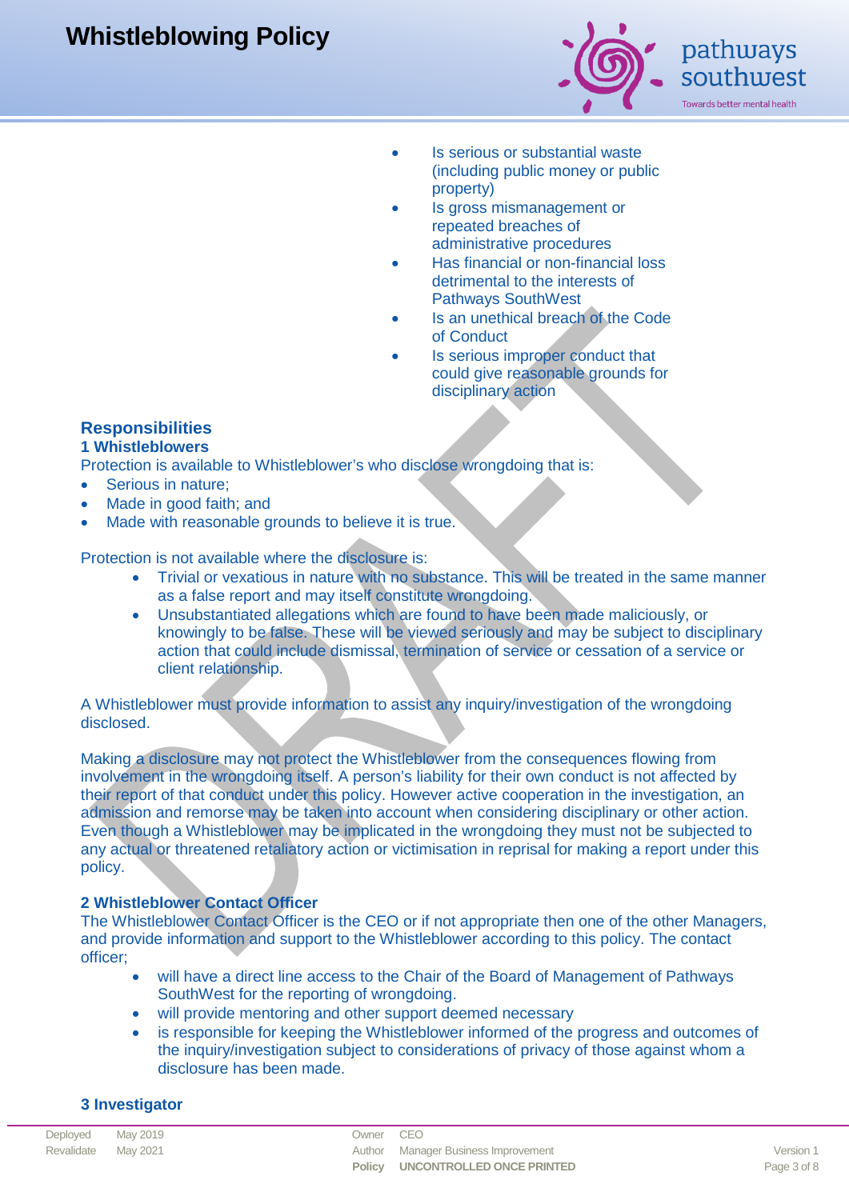- Is serious or substantial waste (including public money or public property)
- Is gross mismanagement or repeated breaches of administrative procedures
- Has financial or non-financial loss detrimental to the interests of Pathways SouthWest
- Is an unethical breach of the Code of Conduct
- Is serious improper conduct that could give reasonable grounds for disciplinary action

## Responsibilities

### 1 Whistleblowers

Protection is available to Whistleblower's who disclose wrongdoing that is:

- Serious in nature;
- Made in good faith; and
- Made with reasonable grounds to believe it is true.

Protection is not available where the disclosure is:

- Trivial or vexatious in nature with no substance. This will be treated in the same manner as a false report and may itself constitute wrongdoing.
- Unsubstantiated allegations which are found to have been made maliciously, or knowingly to be false. These will be viewed seriously and may be subject to disciplinary action that could include dismissal, termination of service or cessation of a service or client relationship.

A Whistleblower must provide information to assist any inquiry/investigation of the wrongdoing disclosed.

Making a disclosure may not protect the Whistleblower from the consequences flowing from involvement in the wrongdoing itself. A person's liability for their own conduct is not affected by their report of that conduct under this policy. However active cooperation in the investigation, an admission and remorse may be taken into account when considering disciplinary or other action. Even though a Whistleblower may be implicated in the wrongdoing they must not be subjected to any actual or threatened retaliatory action or victimisation in reprisal for making a report under this policy.

### 2 Whistleblower Contact Officer

The Whistleblower Contact Officer is the CEO or if not appropriate then one of the other Managers, and provide information and support to the Whistleblower according to this policy. The contact officer;

- will have a direct line access to the Chair of the Board of Management of Pathways SouthWest for the reporting of wrongdoing.
- will provide mentoring and other support deemed necessary
- is responsible for keeping the Whistleblower informed of the progress and outcomes of the inquiry/investigation subject to considerations of privacy of those against whom a disclosure has been made.

### 3 Investigator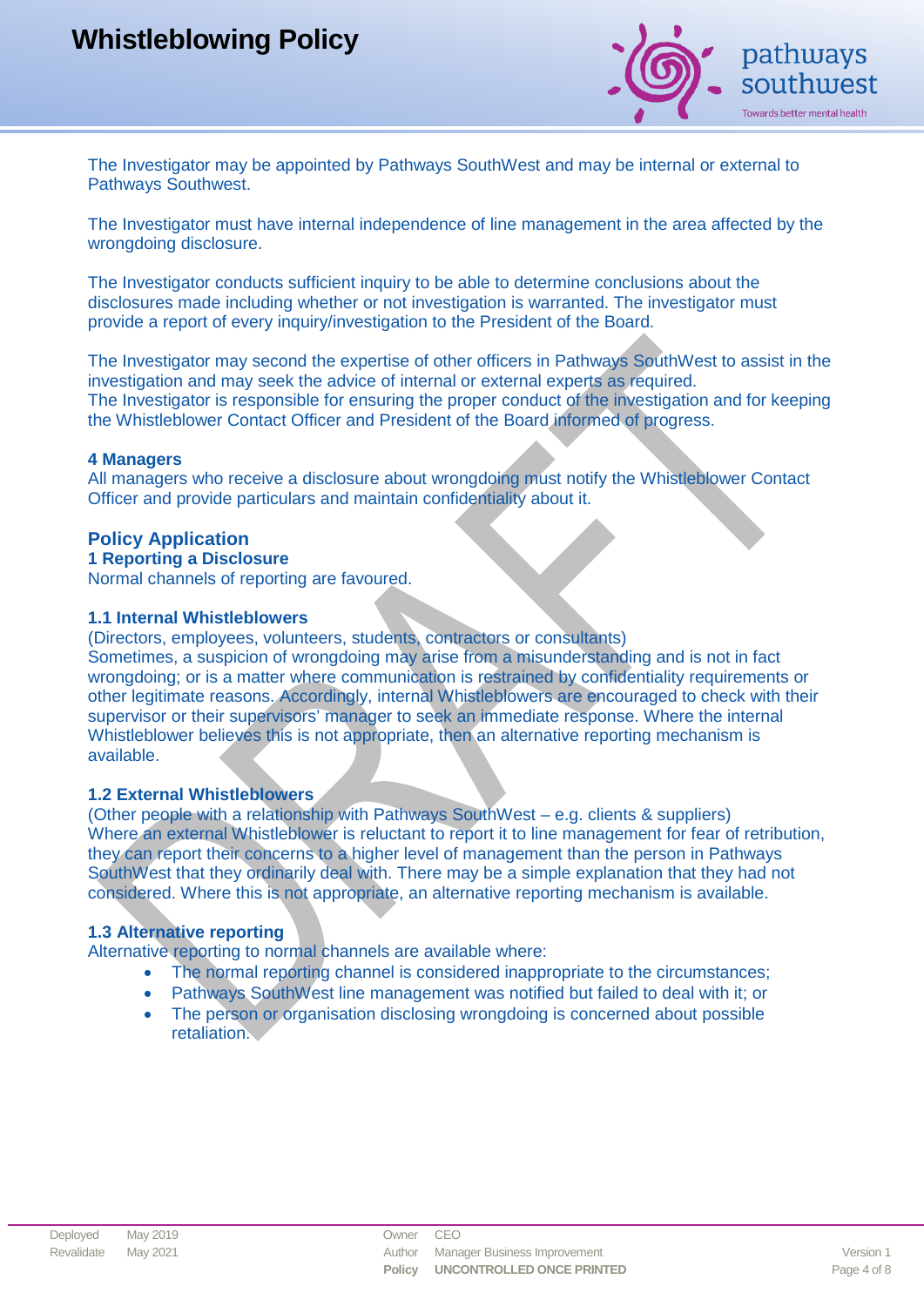The Investigator may be appointed by Pathways SouthWest and may be internal or external to Pathways Southwest.

The Investigator must have internal independence of line management in the area affected by the wrongdoing disclosure.

The Investigator conducts sufficient inquiry to be able to determine conclusions about the disclosures made including whether or not investigation is warranted. The investigator must provide a report of every inquiry/investigation to the President of the Board.

The Investigator may second the expertise of other officers in Pathways SouthWest to assist in the investigation and may seek the advice of internal or external experts as required.
The Investigator is responsible for ensuring the proper conduct of the investigation and for keeping the Whistleblower Contact Officer and President of the Board informed of progress.

#### 4 Managers

All managers who receive a disclosure about wrongdoing must notify the Whistleblower Contact Officer and provide particulars and maintain confidentiality about it.

## Policy Application

### 1 Reporting a Disclosure

Normal channels of reporting are favoured.

#### 1.1 Internal Whistleblowers

(Directors, employees, volunteers, students, contractors or consultants)
Sometimes, a suspicion of wrongdoing may arise from a misunderstanding and is not in fact wrongdoing; or is a matter where communication is restrained by confidentiality requirements or other legitimate reasons. Accordingly, internal Whistleblowers are encouraged to check with their supervisor or their supervisors' manager to seek an immediate response. Where the internal Whistleblower believes this is not appropriate, then an alternative reporting mechanism is available.

#### 1.2 External Whistleblowers

(Other people with a relationship with Pathways SouthWest – e.g. clients & suppliers)
Where an external Whistleblower is reluctant to report it to line management for fear of retribution, they can report their concerns to a higher level of management than the person in Pathways SouthWest that they ordinarily deal with. There may be a simple explanation that they had not considered. Where this is not appropriate, an alternative reporting mechanism is available.

#### 1.3 Alternative reporting

Alternative reporting to normal channels are available where:

- The normal reporting channel is considered inappropriate to the circumstances;
- Pathways SouthWest line management was notified but failed to deal with it; or
- The person or organisation disclosing wrongdoing is concerned about possible retaliation.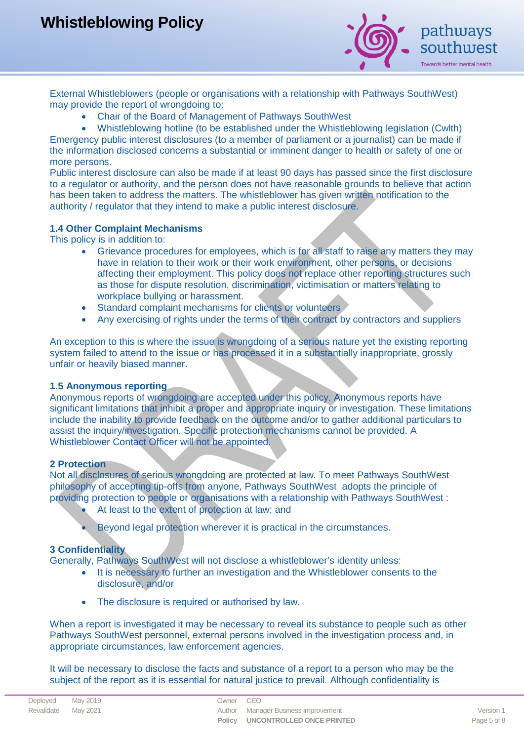External Whistleblowers (people or organisations with a relationship with Pathways SouthWest) may provide the report of wrongdoing to:

- Chair of the Board of Management of Pathways SouthWest
- Whistleblowing hotline (to be established under the Whistleblowing legislation (Cwlth)

Emergency public interest disclosures (to a member of parliament or a journalist) can be made if the information disclosed concerns a substantial or imminent danger to health or safety of one or more persons.

Public interest disclosure can also be made if at least 90 days has passed since the first disclosure to a regulator or authority, and the person does not have reasonable grounds to believe that action has been taken to address the matters. The whistleblower has given written notification to the authority / regulator that they intend to make a public interest disclosure.

### 1.4 Other Complaint Mechanisms

This policy is in addition to:

- Grievance procedures for employees, which is for all staff to raise any matters they may have in relation to their work or their work environment, other persons, or decisions affecting their employment. This policy does not replace other reporting structures such as those for dispute resolution, discrimination, victimisation or matters relating to workplace bullying or harassment.
- Standard complaint mechanisms for clients or volunteers
- Any exercising of rights under the terms of their contract by contractors and suppliers

An exception to this is where the issue is wrongdoing of a serious nature yet the existing reporting system failed to attend to the issue or has processed it in a substantially inappropriate, grossly unfair or heavily biased manner.

### 1.5 Anonymous reporting

Anonymous reports of wrongdoing are accepted under this policy. Anonymous reports have significant limitations that inhibit a proper and appropriate inquiry or investigation. These limitations include the inability to provide feedback on the outcome and/or to gather additional particulars to assist the inquiry/investigation. Specific protection mechanisms cannot be provided. A Whistleblower Contact Officer will not be appointed.

## 2 Protection

Not all disclosures of serious wrongdoing are protected at law. To meet Pathways SouthWest philosophy of accepting tip-offs from anyone, Pathways SouthWest adopts the principle of providing protection to people or organisations with a relationship with Pathways SouthWest :

- At least to the extent of protection at law; and
- Beyond legal protection wherever it is practical in the circumstances.

## 3 Confidentiality

Generally, Pathways SouthWest will not disclose a whistleblower's identity unless:

- It is necessary to further an investigation and the Whistleblower consents to the disclosure, and/or
- The disclosure is required or authorised by law.

When a report is investigated it may be necessary to reveal its substance to people such as other Pathways SouthWest personnel, external persons involved in the investigation process and, in appropriate circumstances, law enforcement agencies.

It will be necessary to disclose the facts and substance of a report to a person who may be the subject of the report as it is essential for natural justice to prevail. Although confidentiality is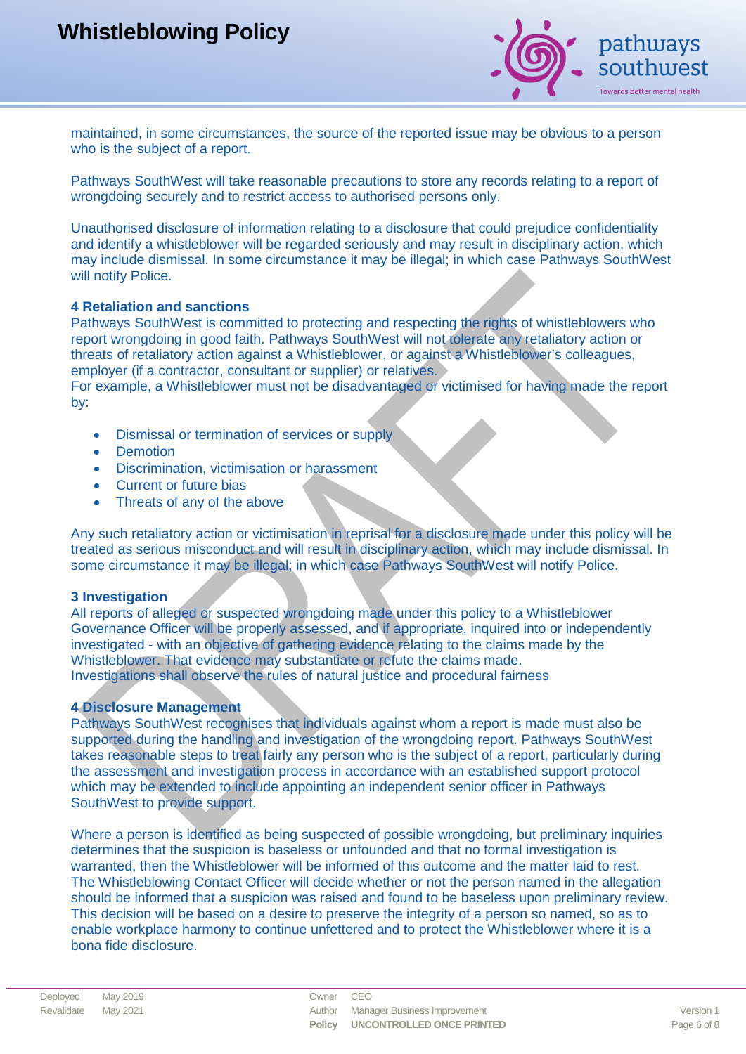maintained, in some circumstances, the source of the reported issue may be obvious to a person who is the subject of a report.

Pathways SouthWest will take reasonable precautions to store any records relating to a report of wrongdoing securely and to restrict access to authorised persons only.

Unauthorised disclosure of information relating to a disclosure that could prejudice confidentiality and identify a whistleblower will be regarded seriously and may result in disciplinary action, which may include dismissal. In some circumstance it may be illegal; in which case Pathways SouthWest will notify Police.

**4 Retaliation and sanctions**

Pathways SouthWest is committed to protecting and respecting the rights of whistleblowers who report wrongdoing in good faith. Pathways SouthWest will not tolerate any retaliatory action or threats of retaliatory action against a Whistleblower, or against a Whistleblower's colleagues, employer (if a contractor, consultant or supplier) or relatives.
For example, a Whistleblower must not be disadvantaged or victimised for having made the report by:

- Dismissal or termination of services or supply
- Demotion
- Discrimination, victimisation or harassment
- Current or future bias
- Threats of any of the above

Any such retaliatory action or victimisation in reprisal for a disclosure made under this policy will be treated as serious misconduct and will result in disciplinary action, which may include dismissal. In some circumstance it may be illegal; in which case Pathways SouthWest will notify Police.

**3 Investigation**

All reports of alleged or suspected wrongdoing made under this policy to a Whistleblower Governance Officer will be properly assessed, and if appropriate, inquired into or independently investigated - with an objective of gathering evidence relating to the claims made by the Whistleblower. That evidence may substantiate or refute the claims made.
Investigations shall observe the rules of natural justice and procedural fairness

**4 Disclosure Management**

Pathways SouthWest recognises that individuals against whom a report is made must also be supported during the handling and investigation of the wrongdoing report. Pathways SouthWest takes reasonable steps to treat fairly any person who is the subject of a report, particularly during the assessment and investigation process in accordance with an established support protocol which may be extended to include appointing an independent senior officer in Pathways SouthWest to provide support.

Where a person is identified as being suspected of possible wrongdoing, but preliminary inquiries determines that the suspicion is baseless or unfounded and that no formal investigation is warranted, then the Whistleblower will be informed of this outcome and the matter laid to rest. The Whistleblowing Contact Officer will decide whether or not the person named in the allegation should be informed that a suspicion was raised and found to be baseless upon preliminary review. This decision will be based on a desire to preserve the integrity of a person so named, so as to enable workplace harmony to continue unfettered and to protect the Whistleblower where it is a bona fide disclosure.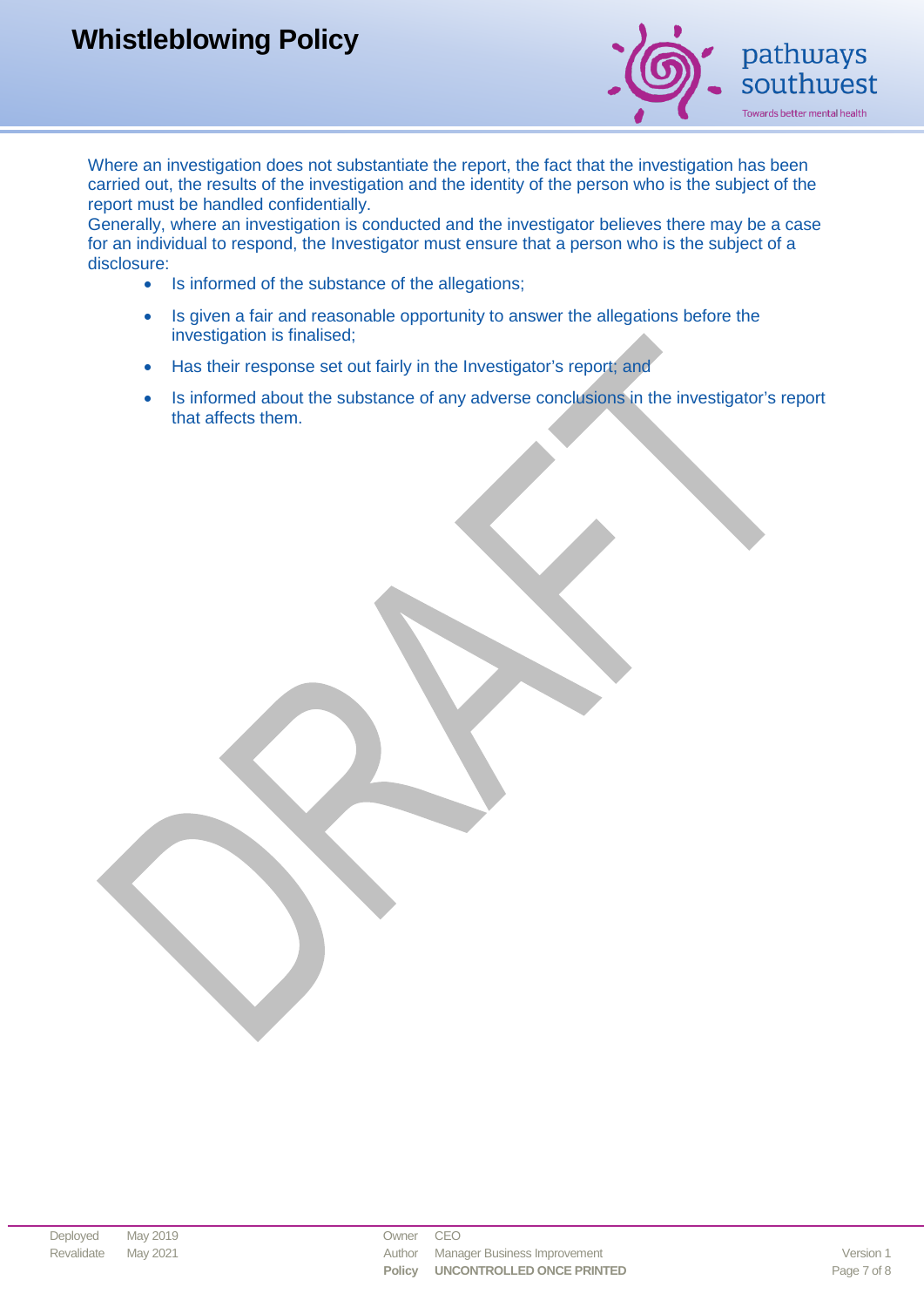Where an investigation does not substantiate the report, the fact that the investigation has been carried out, the results of the investigation and the identity of the person who is the subject of the report must be handled confidentially.

Generally, where an investigation is conducted and the investigator believes there may be a case for an individual to respond, the Investigator must ensure that a person who is the subject of a disclosure:

- Is informed of the substance of the allegations;
- Is given a fair and reasonable opportunity to answer the allegations before the investigation is finalised;
- Has their response set out fairly in the Investigator's report; and
- Is informed about the substance of any adverse conclusions in the investigator's report that affects them.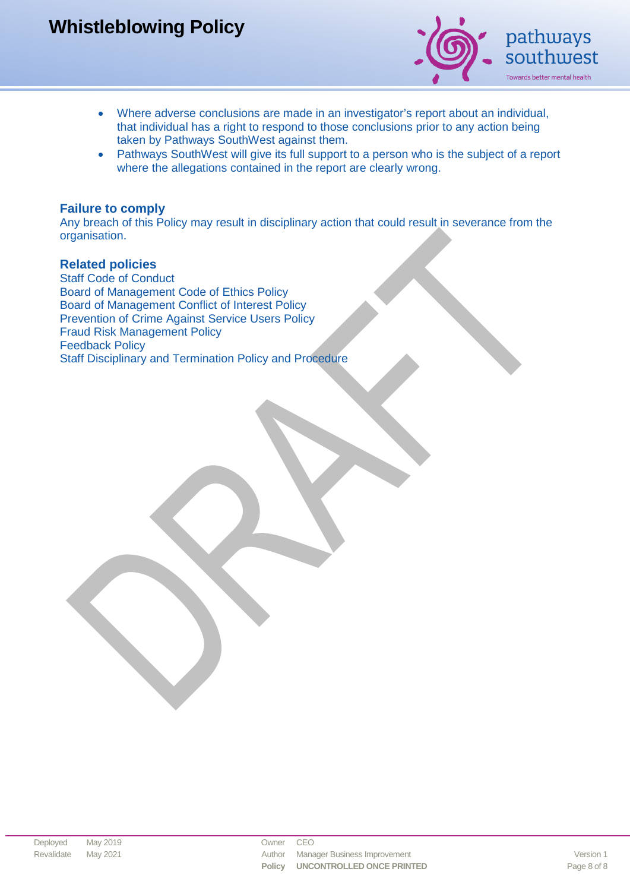- Where adverse conclusions are made in an investigator's report about an individual, that individual has a right to respond to those conclusions prior to any action being taken by Pathways SouthWest against them.
- Pathways SouthWest will give its full support to a person who is the subject of a report where the allegations contained in the report are clearly wrong.

## Failure to comply

Any breach of this Policy may result in disciplinary action that could result in severance from the organisation.

## Related policies

Staff Code of Conduct
Board of Management Code of Ethics Policy
Board of Management Conflict of Interest Policy
Prevention of Crime Against Service Users Policy
Fraud Risk Management Policy
Feedback Policy
Staff Disciplinary and Termination Policy and Procedure